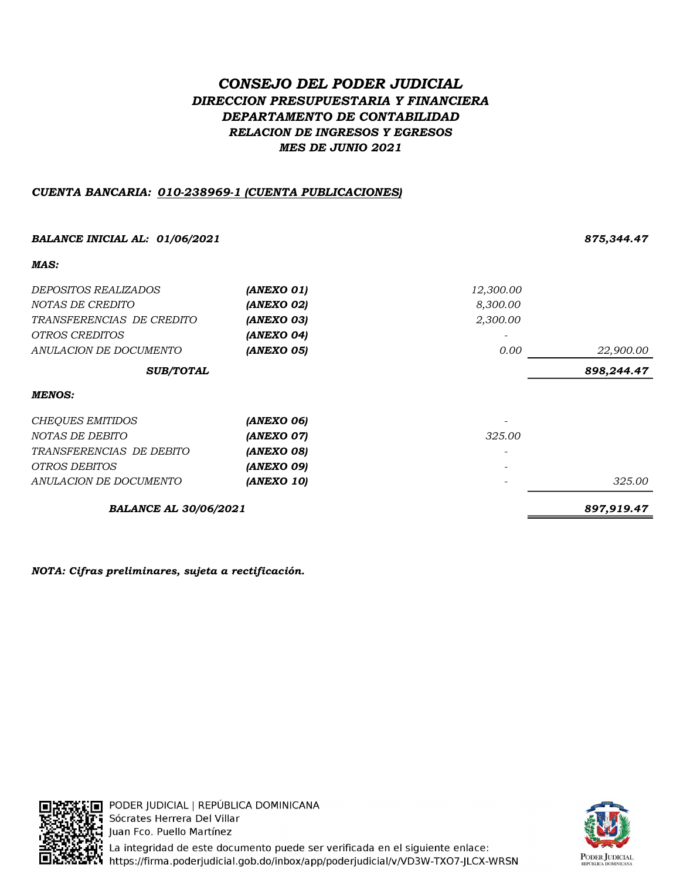# *CONSEJO DEL PODER JUDICIAL*
## *DIRECCION PRESUPUESTARIA Y FINANCIERA*
### *DEPARTAMENTO DE CONTABILIDAD*
### *RELACION DE INGRESOS Y EGRESOS*
### *MES DE JUNIO 2021*

***CUENTA BANCARIA: 010-238969-1 (CUENTA PUBLICACIONES)***

| | | | |
|---|---|---|---|
| ***BALANCE INICIAL AL: 01/06/2021*** | | | ***875,344.47*** |
| ***MAS:*** | | | |
| *DEPOSITOS REALIZADOS* | ***(ANEXO 01)*** | *12,300.00* | |
| *NOTAS DE CREDITO* | ***(ANEXO 02)*** | *8,300.00* | |
| *TRANSFERENCIAS DE CREDITO* | ***(ANEXO 03)*** | *2,300.00* | |
| *OTROS CREDITOS* | ***(ANEXO 04)*** | - | |
| *ANULACION DE DOCUMENTO* | ***(ANEXO 05)*** | *0.00* | *22,900.00* |
| ***SUB/TOTAL*** | | | ***898,244.47*** |
| ***MENOS:*** | | | |
| *CHEQUES EMITIDOS* | ***(ANEXO 06)*** | - | |
| *NOTAS DE DEBITO* | ***(ANEXO 07)*** | *325.00* | |
| *TRANSFERENCIAS DE DEBITO* | ***(ANEXO 08)*** | - | |
| *OTROS DEBITOS* | ***(ANEXO 09)*** | - | |
| *ANULACION DE DOCUMENTO* | ***(ANEXO 10)*** | - | *325.00* |
| ***BALANCE AL 30/06/2021*** | | | ***897,919.47*** |

***NOTA: Cifras preliminares, sujeta a rectificación.***

PODER JUDICIAL | REPÚBLICA DOMINICANA
Sócrates Herrera Del Villar
Juan Fco. Puello Martínez
La integridad de este documento puede ser verificada en el siguiente enlace:
https://firma.poderjudicial.gob.do/inbox/app/poderjudicial/v/VD3W-TXO7-JLCX-WRSN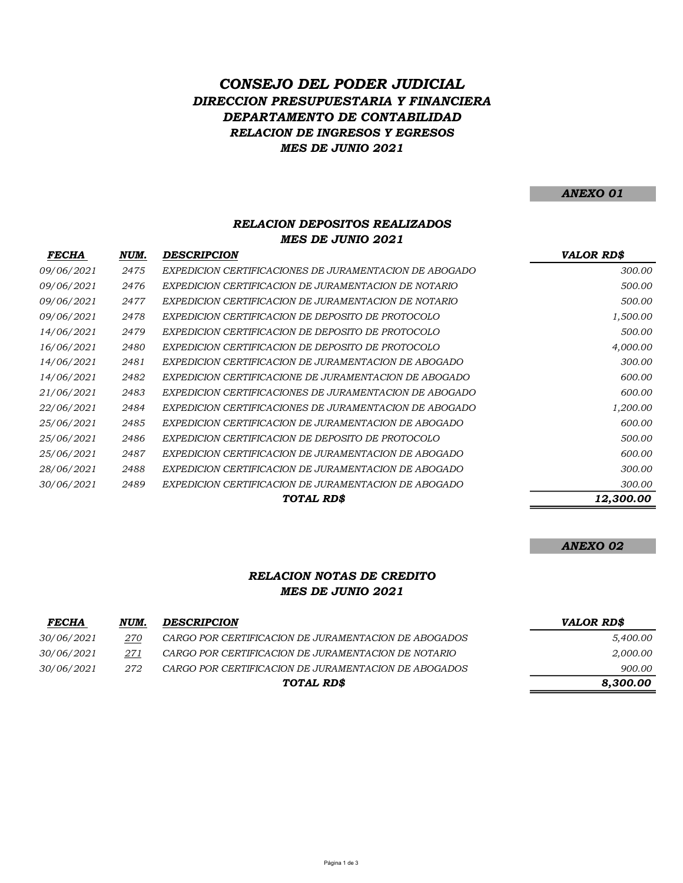# *CONSEJO DEL PODER JUDICIAL*

## *DIRECCION PRESUPUESTARIA Y FINANCIERA*

## *DEPARTAMENTO DE CONTABILIDAD*

### *RELACION DE INGRESOS Y EGRESOS*

### *MES DE JUNIO 2021*

***ANEXO 01***

### *RELACION DEPOSITOS REALIZADOS*
### *MES DE JUNIO 2021*

| *FECHA* | *NUM.* | *DESCRIPCION* | *VALOR RD$* |
|---|---|---|---|
| 09/06/2021 | 2475 | EXPEDICION CERTIFICACIONES DE JURAMENTACION DE ABOGADO | 300.00 |
| 09/06/2021 | 2476 | EXPEDICION CERTIFICACION DE JURAMENTACION DE NOTARIO | 500.00 |
| 09/06/2021 | 2477 | EXPEDICION CERTIFICACION DE JURAMENTACION DE NOTARIO | 500.00 |
| 09/06/2021 | 2478 | EXPEDICION CERTIFICACION DE DEPOSITO DE PROTOCOLO | 1,500.00 |
| 14/06/2021 | 2479 | EXPEDICION CERTIFICACION DE DEPOSITO DE PROTOCOLO | 500.00 |
| 16/06/2021 | 2480 | EXPEDICION CERTIFICACION DE DEPOSITO DE PROTOCOLO | 4,000.00 |
| 14/06/2021 | 2481 | EXPEDICION CERTIFICACION DE JURAMENTACION DE ABOGADO | 300.00 |
| 14/06/2021 | 2482 | EXPEDICION CERTIFICACIONE DE JURAMENTACION DE ABOGADO | 600.00 |
| 21/06/2021 | 2483 | EXPEDICION CERTIFICACIONES DE JURAMENTACION DE ABOGADO | 600.00 |
| 22/06/2021 | 2484 | EXPEDICION CERTIFICACIONES DE JURAMENTACION DE ABOGADO | 1,200.00 |
| 25/06/2021 | 2485 | EXPEDICION CERTIFICACION DE JURAMENTACION DE ABOGADO | 600.00 |
| 25/06/2021 | 2486 | EXPEDICION CERTIFICACION DE DEPOSITO DE PROTOCOLO | 500.00 |
| 25/06/2021 | 2487 | EXPEDICION CERTIFICACION DE JURAMENTACION DE ABOGADO | 600.00 |
| 28/06/2021 | 2488 | EXPEDICION CERTIFICACION DE JURAMENTACION DE ABOGADO | 300.00 |
| 30/06/2021 | 2489 | EXPEDICION CERTIFICACION DE JURAMENTACION DE ABOGADO | 300.00 |
| | | ***TOTAL RD$*** | ***12,300.00*** |

***ANEXO 02***

### *RELACION NOTAS DE CREDITO*
### *MES DE JUNIO 2021*

| *FECHA* | *NUM.* | *DESCRIPCION* | *VALOR RD$* |
|---|---|---|---|
| 30/06/2021 | 270 | CARGO POR CERTIFICACION DE JURAMENTACION DE ABOGADOS | 5,400.00 |
| 30/06/2021 | 271 | CARGO POR CERTIFICACION DE JURAMENTACION DE NOTARIO | 2,000.00 |
| 30/06/2021 | 272 | CARGO POR CERTIFICACION DE JURAMENTACION DE ABOGADOS | 900.00 |
| | | ***TOTAL RD$*** | ***8,300.00*** |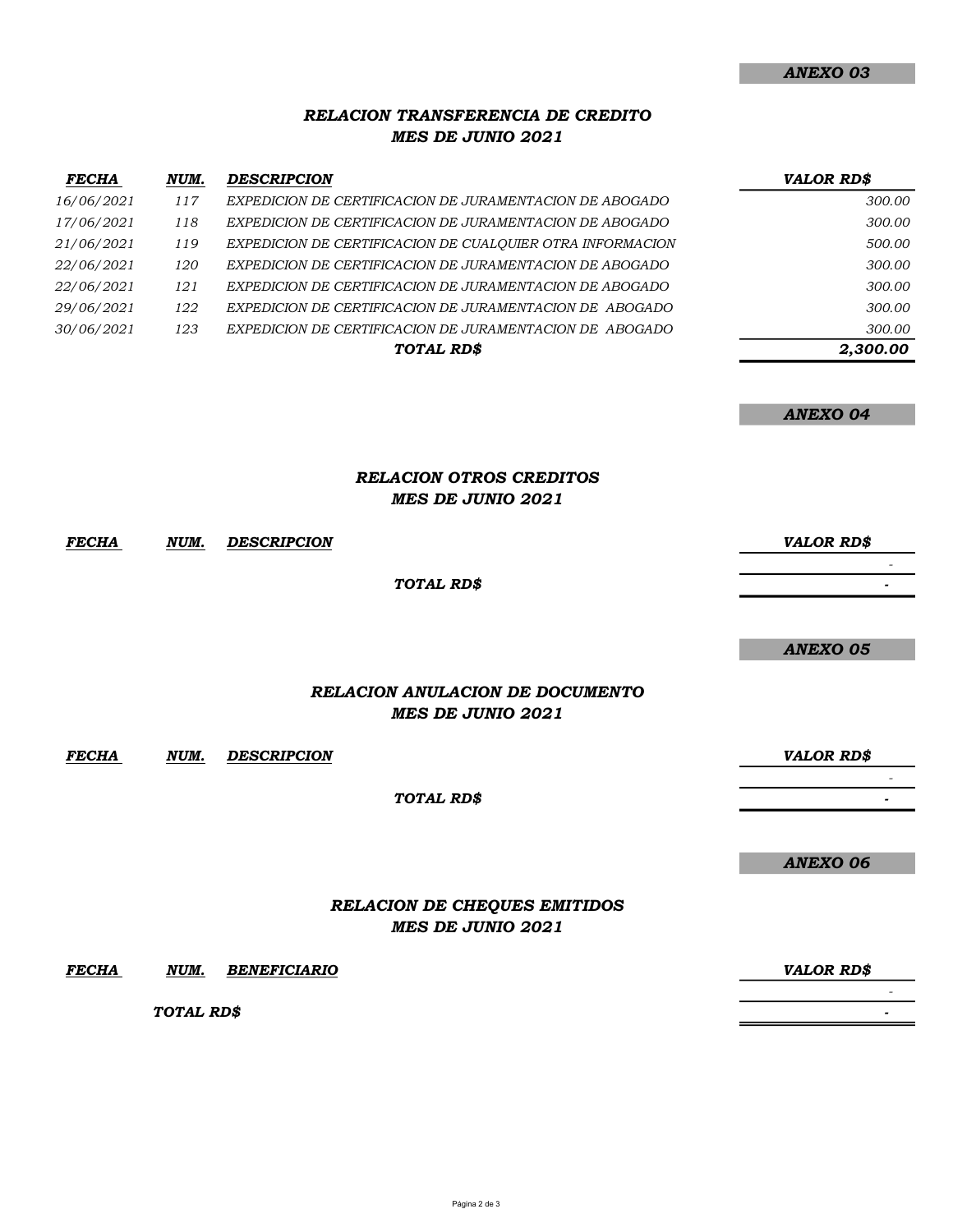***ANEXO 03***

## *RELACION TRANSFERENCIA DE CREDITO*
## *MES DE JUNIO 2021*

| *FECHA* | *NUM.* | *DESCRIPCION* | *VALOR RD$* |
|---|---|---|---|
| *16/06/2021* | *117* | *EXPEDICION DE CERTIFICACION DE JURAMENTACION DE ABOGADO* | *300.00* |
| *17/06/2021* | *118* | *EXPEDICION DE CERTIFICACION DE JURAMENTACION DE ABOGADO* | *300.00* |
| *21/06/2021* | *119* | *EXPEDICION DE CERTIFICACION DE CUALQUIER OTRA INFORMACION* | *500.00* |
| *22/06/2021* | *120* | *EXPEDICION DE CERTIFICACION DE JURAMENTACION DE ABOGADO* | *300.00* |
| *22/06/2021* | *121* | *EXPEDICION DE CERTIFICACION DE JURAMENTACION DE ABOGADO* | *300.00* |
| *29/06/2021* | *122* | *EXPEDICION DE CERTIFICACION DE JURAMENTACION DE  ABOGADO* | *300.00* |
| *30/06/2021* | *123* | *EXPEDICION DE CERTIFICACION DE JURAMENTACION DE  ABOGADO* | *300.00* |
| | | ***TOTAL RD$*** | ***2,300.00*** |

***ANEXO 04***

## *RELACION OTROS CREDITOS*
## *MES DE JUNIO 2021*

| *FECHA* | *NUM.* | *DESCRIPCION* | *VALOR RD$* |
|---|---|---|---|
| | | | - |
| | | ***TOTAL RD$*** | - |

***ANEXO 05***

## *RELACION ANULACION DE DOCUMENTO*
## *MES DE JUNIO 2021*

| *FECHA* | *NUM.* | *DESCRIPCION* | *VALOR RD$* |
|---|---|---|---|
| | | | - |
| | | ***TOTAL RD$*** | - |

***ANEXO 06***

## *RELACION DE CHEQUES EMITIDOS*
## *MES DE JUNIO 2021*

| *FECHA* | *NUM.* | *BENEFICIARIO* | *VALOR RD$* |
|---|---|---|---|
| | | | - |
| | ***TOTAL RD$*** | | - |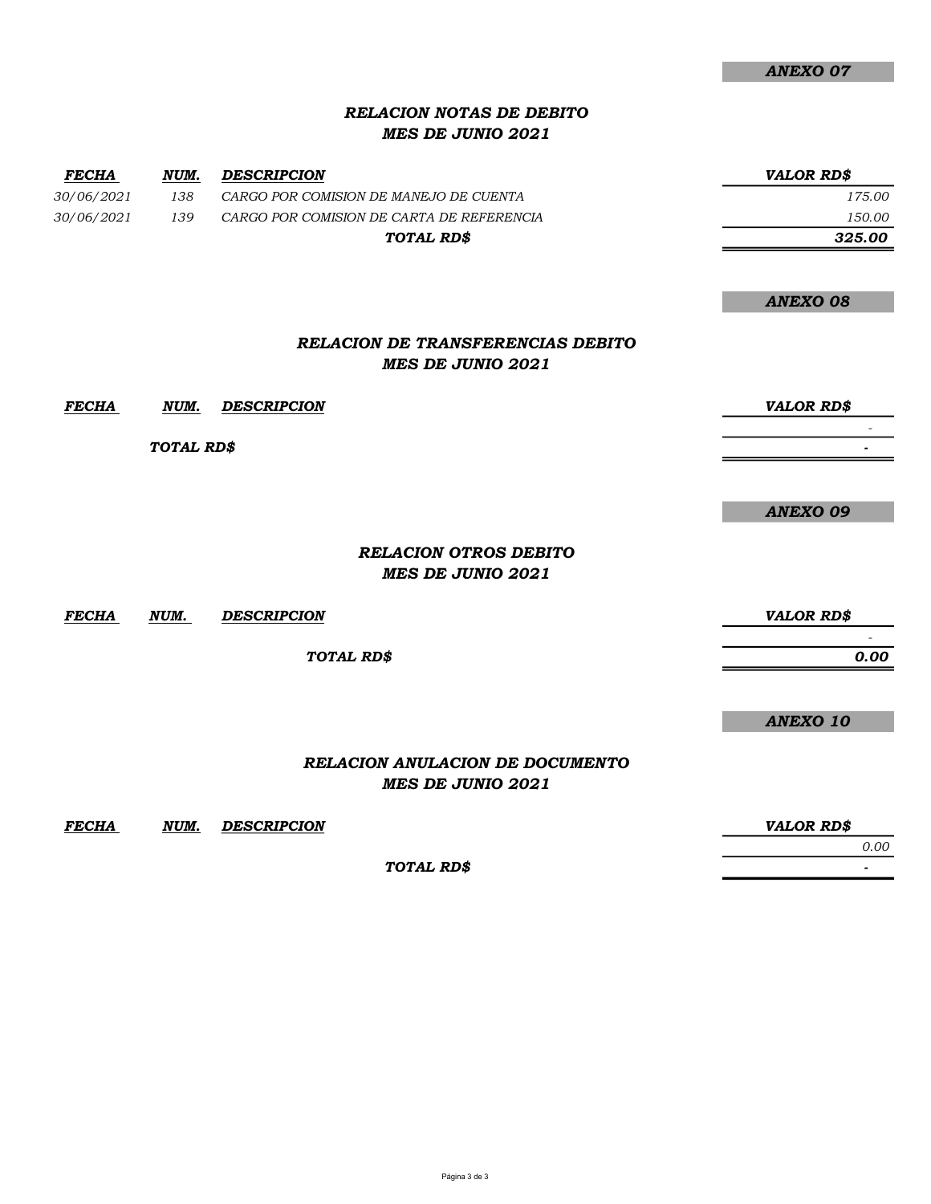***ANEXO 07***

## *RELACION NOTAS DE DEBITO*
### *MES DE JUNIO 2021*

| *FECHA* | *NUM.* | *DESCRIPCION* | *VALOR RD$* |
|---|---|---|---|
| *30/06/2021* | *138* | *CARGO POR COMISION DE MANEJO DE CUENTA* | *175.00* |
| *30/06/2021* | *139* | *CARGO POR COMISION DE CARTA DE REFERENCIA* | *150.00* |
| | | ***TOTAL RD$*** | ***325.00*** |

***ANEXO 08***

## *RELACION DE TRANSFERENCIAS DEBITO*
### *MES DE JUNIO 2021*

| *FECHA* | *NUM.* | *DESCRIPCION* | *VALOR RD$* |
|---|---|---|---|
| | | | - |
| | ***TOTAL RD$*** | | - |

***ANEXO 09***

## *RELACION OTROS DEBITO*
### *MES DE JUNIO 2021*

| *FECHA* | *NUM.* | *DESCRIPCION* | *VALOR RD$* |
|---|---|---|---|
| | | | - |
| | | ***TOTAL RD$*** | ***0.00*** |

***ANEXO 10***

## *RELACION ANULACION DE DOCUMENTO*
### *MES DE JUNIO 2021*

| *FECHA* | *NUM.* | *DESCRIPCION* | *VALOR RD$* |
|---|---|---|---|
| | | | *0.00* |
| | | ***TOTAL RD$*** | - |